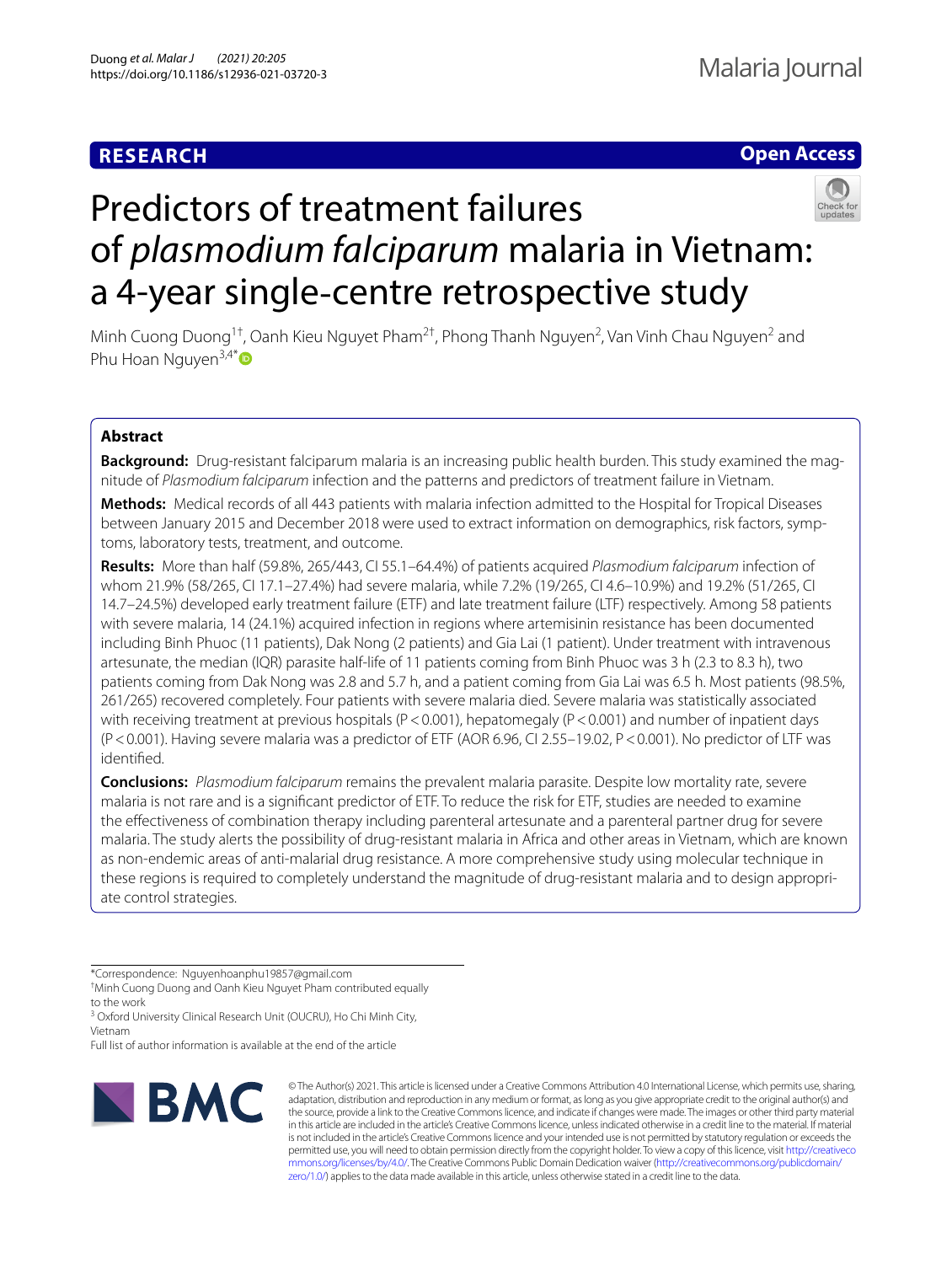RESEARCH

Open Access

# Predictors of treatment failures of *plasmodium falciparum* malaria in Vietnam: a 4-year single-centre retrospective study

Minh Cuong Duong[1†], Oanh Kieu Nguyet Pham[2†], Phong Thanh Nguyen[2], Van Vinh Chau Nguyen[2] and Phu Hoan Nguyen[3,4*]

## Abstract

**Background:** Drug-resistant falciparum malaria is an increasing public health burden. This study examined the magnitude of *Plasmodium falciparum* infection and the patterns and predictors of treatment failure in Vietnam.

**Methods:** Medical records of all 443 patients with malaria infection admitted to the Hospital for Tropical Diseases between January 2015 and December 2018 were used to extract information on demographics, risk factors, symptoms, laboratory tests, treatment, and outcome.

**Results:** More than half (59.8%, 265/443, CI 55.1–64.4%) of patients acquired *Plasmodium falciparum* infection of whom 21.9% (58/265, CI 17.1–27.4%) had severe malaria, while 7.2% (19/265, CI 4.6–10.9%) and 19.2% (51/265, CI 14.7–24.5%) developed early treatment failure (ETF) and late treatment failure (LTF) respectively. Among 58 patients with severe malaria, 14 (24.1%) acquired infection in regions where artemisinin resistance has been documented including Binh Phuoc (11 patients), Dak Nong (2 patients) and Gia Lai (1 patient). Under treatment with intravenous artesunate, the median (IQR) parasite half-life of 11 patients coming from Binh Phuoc was 3 h (2.3 to 8.3 h), two patients coming from Dak Nong was 2.8 and 5.7 h, and a patient coming from Gia Lai was 6.5 h. Most patients (98.5%, 261/265) recovered completely. Four patients with severe malaria died. Severe malaria was statistically associated with receiving treatment at previous hospitals ($P < 0.001$), hepatomegaly ($P < 0.001$) and number of inpatient days ($P < 0.001$). Having severe malaria was a predictor of ETF (AOR 6.96, CI 2.55–19.02, $P < 0.001$). No predictor of LTF was identified.

**Conclusions:** *Plasmodium falciparum* remains the prevalent malaria parasite. Despite low mortality rate, severe malaria is not rare and is a significant predictor of ETF. To reduce the risk for ETF, studies are needed to examine the effectiveness of combination therapy including parenteral artesunate and a parenteral partner drug for severe malaria. The study alerts the possibility of drug-resistant malaria in Africa and other areas in Vietnam, which are known as non-endemic areas of anti-malarial drug resistance. A more comprehensive study using molecular technique in these regions is required to completely understand the magnitude of drug-resistant malaria and to design appropriate control strategies.

*Correspondence: Nguyenhoanphu19857@gmail.com
†Minh Cuong Duong and Oanh Kieu Nguyet Pham contributed equally to the work
[3] Oxford University Clinical Research Unit (OUCRU), Ho Chi Minh City, Vietnam
Full list of author information is available at the end of the article

© The Author(s) 2021. This article is licensed under a Creative Commons Attribution 4.0 International License, which permits use, sharing, adaptation, distribution and reproduction in any medium or format, as long as you give appropriate credit to the original author(s) and the source, provide a link to the Creative Commons licence, and indicate if changes were made. The images or other third party material in this article are included in the article's Creative Commons licence, unless indicated otherwise in a credit line to the material. If material is not included in the article's Creative Commons licence and your intended use is not permitted by statutory regulation or exceeds the permitted use, you will need to obtain permission directly from the copyright holder. To view a copy of this licence, visit http://creativecommons.org/licenses/by/4.0/. The Creative Commons Public Domain Dedication waiver (http://creativecommons.org/publicdomain/zero/1.0/) applies to the data made available in this article, unless otherwise stated in a credit line to the data.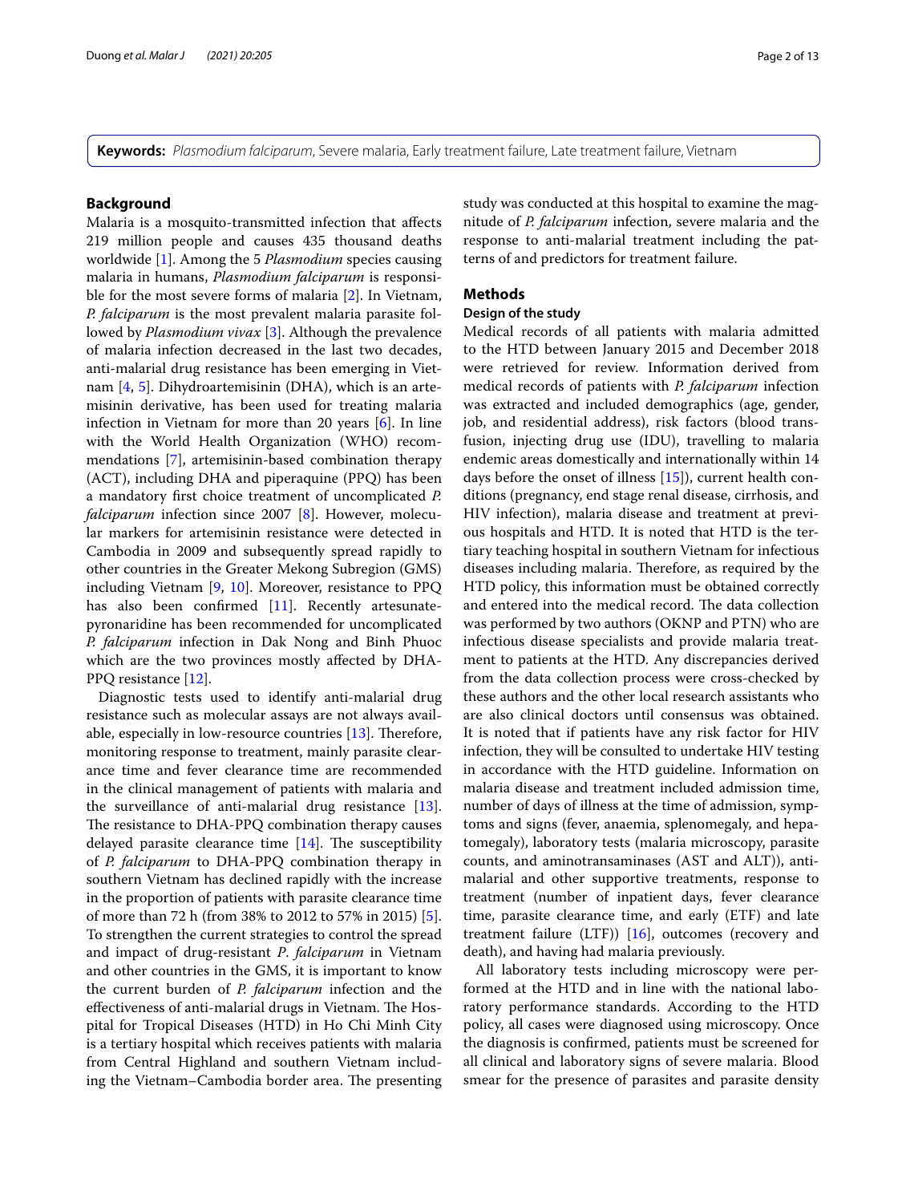**Keywords:** *Plasmodium falciparum*, Severe malaria, Early treatment failure, Late treatment failure, Vietnam

## Background

Malaria is a mosquito-transmitted infection that affects 219 million people and causes 435 thousand deaths worldwide [1]. Among the 5 *Plasmodium* species causing malaria in humans, *Plasmodium falciparum* is responsible for the most severe forms of malaria [2]. In Vietnam, *P. falciparum* is the most prevalent malaria parasite followed by *Plasmodium vivax* [3]. Although the prevalence of malaria infection decreased in the last two decades, anti-malarial drug resistance has been emerging in Vietnam [4, 5]. Dihydroartemisinin (DHA), which is an artemisinin derivative, has been used for treating malaria infection in Vietnam for more than 20 years [6]. In line with the World Health Organization (WHO) recommendations [7], artemisinin-based combination therapy (ACT), including DHA and piperaquine (PPQ) has been a mandatory first choice treatment of uncomplicated *P. falciparum* infection since 2007 [8]. However, molecular markers for artemisinin resistance were detected in Cambodia in 2009 and subsequently spread rapidly to other countries in the Greater Mekong Subregion (GMS) including Vietnam [9, 10]. Moreover, resistance to PPQ has also been confirmed [11]. Recently artesunate-pyronaridine has been recommended for uncomplicated *P. falciparum* infection in Dak Nong and Binh Phuoc which are the two provinces mostly affected by DHA-PPQ resistance [12].

Diagnostic tests used to identify anti-malarial drug resistance such as molecular assays are not always available, especially in low-resource countries [13]. Therefore, monitoring response to treatment, mainly parasite clearance time and fever clearance time are recommended in the clinical management of patients with malaria and the surveillance of anti-malarial drug resistance [13]. The resistance to DHA-PPQ combination therapy causes delayed parasite clearance time [14]. The susceptibility of *P. falciparum* to DHA-PPQ combination therapy in southern Vietnam has declined rapidly with the increase in the proportion of patients with parasite clearance time of more than 72 h (from 38% to 2012 to 57% in 2015) [5]. To strengthen the current strategies to control the spread and impact of drug-resistant *P. falciparum* in Vietnam and other countries in the GMS, it is important to know the current burden of *P. falciparum* infection and the effectiveness of anti-malarial drugs in Vietnam. The Hospital for Tropical Diseases (HTD) in Ho Chi Minh City is a tertiary hospital which receives patients with malaria from Central Highland and southern Vietnam including the Vietnam–Cambodia border area. The presenting study was conducted at this hospital to examine the magnitude of *P. falciparum* infection, severe malaria and the response to anti-malarial treatment including the patterns of and predictors for treatment failure.

## Methods

### Design of the study

Medical records of all patients with malaria admitted to the HTD between January 2015 and December 2018 were retrieved for review. Information derived from medical records of patients with *P. falciparum* infection was extracted and included demographics (age, gender, job, and residential address), risk factors (blood transfusion, injecting drug use (IDU), travelling to malaria endemic areas domestically and internationally within 14 days before the onset of illness [15]), current health conditions (pregnancy, end stage renal disease, cirrhosis, and HIV infection), malaria disease and treatment at previous hospitals and HTD. It is noted that HTD is the tertiary teaching hospital in southern Vietnam for infectious diseases including malaria. Therefore, as required by the HTD policy, this information must be obtained correctly and entered into the medical record. The data collection was performed by two authors (OKNP and PTN) who are infectious disease specialists and provide malaria treatment to patients at the HTD. Any discrepancies derived from the data collection process were cross-checked by these authors and the other local research assistants who are also clinical doctors until consensus was obtained. It is noted that if patients have any risk factor for HIV infection, they will be consulted to undertake HIV testing in accordance with the HTD guideline. Information on malaria disease and treatment included admission time, number of days of illness at the time of admission, symptoms and signs (fever, anaemia, splenomegaly, and hepatomegaly), laboratory tests (malaria microscopy, parasite counts, and aminotransaminases (AST and ALT)), anti-malarial and other supportive treatments, response to treatment (number of inpatient days, fever clearance time, parasite clearance time, and early (ETF) and late treatment failure (LTF)) [16], outcomes (recovery and death), and having had malaria previously.

All laboratory tests including microscopy were performed at the HTD and in line with the national laboratory performance standards. According to the HTD policy, all cases were diagnosed using microscopy. Once the diagnosis is confirmed, patients must be screened for all clinical and laboratory signs of severe malaria. Blood smear for the presence of parasites and parasite density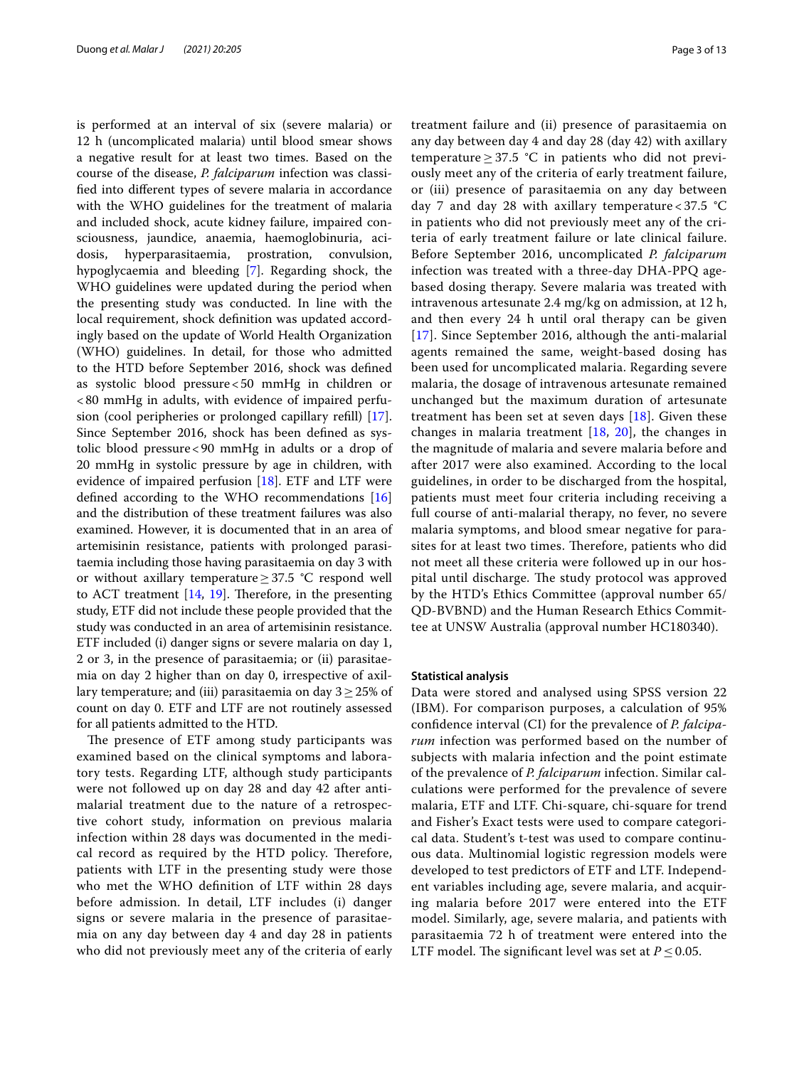is performed at an interval of six (severe malaria) or 12 h (uncomplicated malaria) until blood smear shows a negative result for at least two times. Based on the course of the disease, *P. falciparum* infection was classified into different types of severe malaria in accordance with the WHO guidelines for the treatment of malaria and included shock, acute kidney failure, impaired consciousness, jaundice, anaemia, haemoglobinuria, acidosis, hyperparasitaemia, prostration, convulsion, hypoglycaemia and bleeding [7]. Regarding shock, the WHO guidelines were updated during the period when the presenting study was conducted. In line with the local requirement, shock definition was updated accordingly based on the update of World Health Organization (WHO) guidelines. In detail, for those who admitted to the HTD before September 2016, shock was defined as systolic blood pressure < 50 mmHg in children or < 80 mmHg in adults, with evidence of impaired perfusion (cool peripheries or prolonged capillary refill) [17]. Since September 2016, shock has been defined as systolic blood pressure < 90 mmHg in adults or a drop of 20 mmHg in systolic pressure by age in children, with evidence of impaired perfusion [18]. ETF and LTF were defined according to the WHO recommendations [16] and the distribution of these treatment failures was also examined. However, it is documented that in an area of artemisinin resistance, patients with prolonged parasitaemia including those having parasitaemia on day 3 with or without axillary temperature ≥ 37.5 °C respond well to ACT treatment [14, 19]. Therefore, in the presenting study, ETF did not include these people provided that the study was conducted in an area of artemisinin resistance. ETF included (i) danger signs or severe malaria on day 1, 2 or 3, in the presence of parasitaemia; or (ii) parasitaemia on day 2 higher than on day 0, irrespective of axillary temperature; and (iii) parasitaemia on day 3 ≥ 25% of count on day 0. ETF and LTF are not routinely assessed for all patients admitted to the HTD.

The presence of ETF among study participants was examined based on the clinical symptoms and laboratory tests. Regarding LTF, although study participants were not followed up on day 28 and day 42 after anti-malarial treatment due to the nature of a retrospective cohort study, information on previous malaria infection within 28 days was documented in the medical record as required by the HTD policy. Therefore, patients with LTF in the presenting study were those who met the WHO definition of LTF within 28 days before admission. In detail, LTF includes (i) danger signs or severe malaria in the presence of parasitaemia on any day between day 4 and day 28 in patients who did not previously meet any of the criteria of early treatment failure and (ii) presence of parasitaemia on any day between day 4 and day 28 (day 42) with axillary temperature ≥ 37.5 °C in patients who did not previously meet any of the criteria of early treatment failure, or (iii) presence of parasitaemia on any day between day 7 and day 28 with axillary temperature < 37.5 °C in patients who did not previously meet any of the criteria of early treatment failure or late clinical failure. Before September 2016, uncomplicated *P. falciparum* infection was treated with a three-day DHA-PPQ age-based dosing therapy. Severe malaria was treated with intravenous artesunate 2.4 mg/kg on admission, at 12 h, and then every 24 h until oral therapy can be given [17]. Since September 2016, although the anti-malarial agents remained the same, weight-based dosing has been used for uncomplicated malaria. Regarding severe malaria, the dosage of intravenous artesunate remained unchanged but the maximum duration of artesunate treatment has been set at seven days [18]. Given these changes in malaria treatment [18, 20], the changes in the magnitude of malaria and severe malaria before and after 2017 were also examined. According to the local guidelines, in order to be discharged from the hospital, patients must meet four criteria including receiving a full course of anti-malarial therapy, no fever, no severe malaria symptoms, and blood smear negative for parasites for at least two times. Therefore, patients who did not meet all these criteria were followed up in our hospital until discharge. The study protocol was approved by the HTD's Ethics Committee (approval number 65/QD-BVBND) and the Human Research Ethics Committee at UNSW Australia (approval number HC180340).

### Statistical analysis

Data were stored and analysed using SPSS version 22 (IBM). For comparison purposes, a calculation of 95% confidence interval (CI) for the prevalence of *P. falciparum* infection was performed based on the number of subjects with malaria infection and the point estimate of the prevalence of *P. falciparum* infection. Similar calculations were performed for the prevalence of severe malaria, ETF and LTF. Chi-square, chi-square for trend and Fisher's Exact tests were used to compare categorical data. Student's t-test was used to compare continuous data. Multinomial logistic regression models were developed to test predictors of ETF and LTF. Independent variables including age, severe malaria, and acquiring malaria before 2017 were entered into the ETF model. Similarly, age, severe malaria, and patients with parasitaemia 72 h of treatment were entered into the LTF model. The significant level was set at $P \leq 0.05$.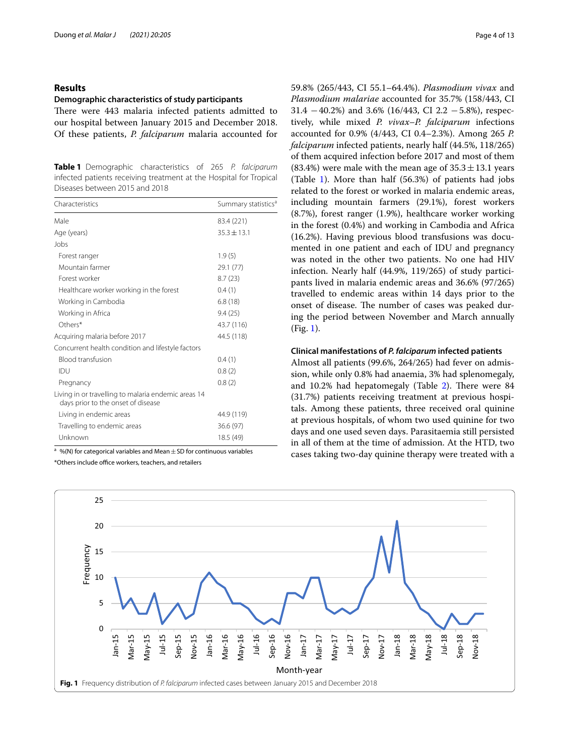## Results

### Demographic characteristics of study participants

There were 443 malaria infected patients admitted to our hospital between January 2015 and December 2018. Of these patients, *P. falciparum* malaria accounted for 59.8% (265/443, CI 55.1–64.4%). *Plasmodium vivax* and *Plasmodium malariae* accounted for 35.7% (158/443, CI 31.4 −40.2%) and 3.6% (16/443, CI 2.2 −5.8%), respectively, while mixed *P. vivax–P. falciparum* infections accounted for 0.9% (4/443, CI 0.4–2.3%). Among 265 *P. falciparum* infected patients, nearly half (44.5%, 118/265) of them acquired infection before 2017 and most of them (83.4%) were male with the mean age of 35.3 ± 13.1 years (Table 1). More than half (56.3%) of patients had jobs related to the forest or worked in malaria endemic areas, including mountain farmers (29.1%), forest workers (8.7%), forest ranger (1.9%), healthcare worker working in the forest (0.4%) and working in Cambodia and Africa (16.2%). Having previous blood transfusions was documented in one patient and each of IDU and pregnancy was noted in the other two patients. No one had HIV infection. Nearly half (44.9%, 119/265) of study participants lived in malaria endemic areas and 36.6% (97/265) travelled to endemic areas within 14 days prior to the onset of disease. The number of cases was peaked during the period between November and March annually (Fig. 1).

**Table 1** Demographic characteristics of 265 *P. falciparum* infected patients receiving treatment at the Hospital for Tropical Diseases between 2015 and 2018

| Characteristics | Summary statistics[a] |
|---|---|
| Male | 83.4 (221) |
| Age (years) | 35.3 ± 13.1 |
| Jobs | |
| Forest ranger | 1.9 (5) |
| Mountain farmer | 29.1 (77) |
| Forest worker | 8.7 (23) |
| Healthcare worker working in the forest | 0.4 (1) |
| Working in Cambodia | 6.8 (18) |
| Working in Africa | 9.4 (25) |
| Others* | 43.7 (116) |
| Acquiring malaria before 2017 | 44.5 (118) |
| Concurrent health condition and lifestyle factors | |
| Blood transfusion | 0.4 (1) |
| IDU | 0.8 (2) |
| Pregnancy | 0.8 (2) |
| Living in or travelling to malaria endemic areas 14 days prior to the onset of disease | |
| Living in endemic areas | 44.9 (119) |
| Travelling to endemic areas | 36.6 (97) |
| Unknown | 18.5 (49) |

[a] %(N) for categorical variables and Mean ± SD for continuous variables

*Others include office workers, teachers, and retailers

### Clinical manifestations of *P. falciparum* infected patients

Almost all patients (99.6%, 264/265) had fever on admission, while only 0.8% had anaemia, 3% had splenomegaly, and 10.2% had hepatomegaly (Table 2). There were 84 (31.7%) patients receiving treatment at previous hospitals. Among these patients, three received oral quinine at previous hospitals, of whom two used quinine for two days and one used seven days. Parasitaemia still persisted in all of them at the time of admission. At the HTD, two cases taking two-day quinine therapy were treated with a

**Fig. 1** Frequency distribution of *P. falciparum* infected cases between January 2015 and December 2018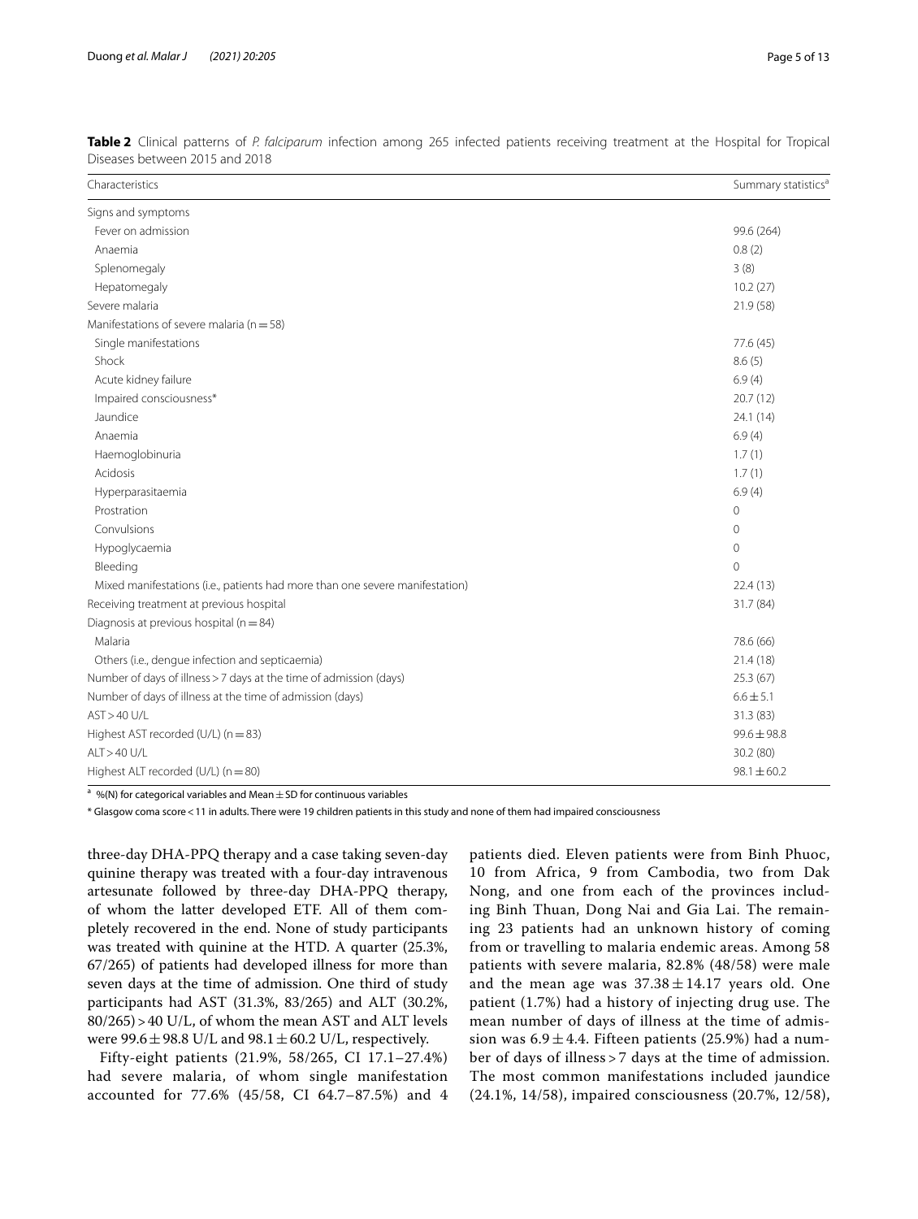**Table 2** Clinical patterns of *P. falciparum* infection among 265 infected patients receiving treatment at the Hospital for Tropical Diseases between 2015 and 2018

| Characteristics | Summary statistics[a] |
|---|---|
| Signs and symptoms | |
| Fever on admission | 99.6 (264) |
| Anaemia | 0.8 (2) |
| Splenomegaly | 3 (8) |
| Hepatomegaly | 10.2 (27) |
| Severe malaria | 21.9 (58) |
| Manifestations of severe malaria (n = 58) | |
| Single manifestations | 77.6 (45) |
| Shock | 8.6 (5) |
| Acute kidney failure | 6.9 (4) |
| Impaired consciousness* | 20.7 (12) |
| Jaundice | 24.1 (14) |
| Anaemia | 6.9 (4) |
| Haemoglobinuria | 1.7 (1) |
| Acidosis | 1.7 (1) |
| Hyperparasitaemia | 6.9 (4) |
| Prostration | 0 |
| Convulsions | 0 |
| Hypoglycaemia | 0 |
| Bleeding | 0 |
| Mixed manifestations (i.e., patients had more than one severe manifestation) | 22.4 (13) |
| Receiving treatment at previous hospital | 31.7 (84) |
| Diagnosis at previous hospital (n = 84) | |
| Malaria | 78.6 (66) |
| Others (i.e., dengue infection and septicaemia) | 21.4 (18) |
| Number of days of illness > 7 days at the time of admission (days) | 25.3 (67) |
| Number of days of illness at the time of admission (days) | 6.6 ± 5.1 |
| AST > 40 U/L | 31.3 (83) |
| Highest AST recorded (U/L) (n = 83) | 99.6 ± 98.8 |
| ALT > 40 U/L | 30.2 (80) |
| Highest ALT recorded (U/L) (n = 80) | 98.1 ± 60.2 |

[a] %(N) for categorical variables and Mean ± SD for continuous variables

\* Glasgow coma score < 11 in adults. There were 19 children patients in this study and none of them had impaired consciousness

three-day DHA-PPQ therapy and a case taking seven-day quinine therapy was treated with a four-day intravenous artesunate followed by three-day DHA-PPQ therapy, of whom the latter developed ETF. All of them completely recovered in the end. None of study participants was treated with quinine at the HTD. A quarter (25.3%, 67/265) of patients had developed illness for more than seven days at the time of admission. One third of study participants had AST (31.3%, 83/265) and ALT (30.2%, 80/265) > 40 U/L, of whom the mean AST and ALT levels were 99.6 ± 98.8 U/L and 98.1 ± 60.2 U/L, respectively.

Fifty-eight patients (21.9%, 58/265, CI 17.1–27.4%) had severe malaria, of whom single manifestation accounted for 77.6% (45/58, CI 64.7–87.5%) and 4 patients died. Eleven patients were from Binh Phuoc, 10 from Africa, 9 from Cambodia, two from Dak Nong, and one from each of the provinces including Binh Thuan, Dong Nai and Gia Lai. The remaining 23 patients had an unknown history of coming from or travelling to malaria endemic areas. Among 58 patients with severe malaria, 82.8% (48/58) were male and the mean age was 37.38 ± 14.17 years old. One patient (1.7%) had a history of injecting drug use. The mean number of days of illness at the time of admission was 6.9 ± 4.4. Fifteen patients (25.9%) had a number of days of illness > 7 days at the time of admission. The most common manifestations included jaundice (24.1%, 14/58), impaired consciousness (20.7%, 12/58),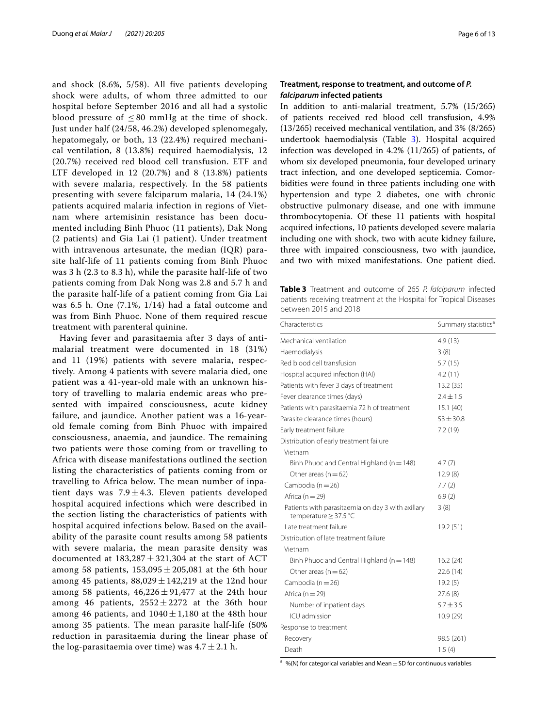and shock (8.6%, 5/58). All five patients developing shock were adults, of whom three admitted to our hospital before September 2016 and all had a systolic blood pressure of ≤ 80 mmHg at the time of shock. Just under half (24/58, 46.2%) developed splenomegaly, hepatomegaly, or both, 13 (22.4%) required mechanical ventilation, 8 (13.8%) required haemodialysis, 12 (20.7%) received red blood cell transfusion. ETF and LTF developed in 12 (20.7%) and 8 (13.8%) patients with severe malaria, respectively. In the 58 patients presenting with severe falciparum malaria, 14 (24.1%) patients acquired malaria infection in regions of Vietnam where artemisinin resistance has been documented including Binh Phuoc (11 patients), Dak Nong (2 patients) and Gia Lai (1 patient). Under treatment with intravenous artesunate, the median (IQR) parasite half-life of 11 patients coming from Binh Phuoc was 3 h (2.3 to 8.3 h), while the parasite half-life of two patients coming from Dak Nong was 2.8 and 5.7 h and the parasite half-life of a patient coming from Gia Lai was 6.5 h. One (7.1%, 1/14) had a fatal outcome and was from Binh Phuoc. None of them required rescue treatment with parenteral quinine.

Having fever and parasitaemia after 3 days of antimalarial treatment were documented in 18 (31%) and 11 (19%) patients with severe malaria, respectively. Among 4 patients with severe malaria died, one patient was a 41-year-old male with an unknown history of travelling to malaria endemic areas who presented with impaired consciousness, acute kidney failure, and jaundice. Another patient was a 16-year-old female coming from Binh Phuoc with impaired consciousness, anaemia, and jaundice. The remaining two patients were those coming from or travelling to Africa with disease manifestations outlined the section listing the characteristics of patients coming from or travelling to Africa below. The mean number of inpatient days was 7.9 ± 4.3. Eleven patients developed hospital acquired infections which were described in the section listing the characteristics of patients with hospital acquired infections below. Based on the availability of the parasite count results among 58 patients with severe malaria, the mean parasite density was documented at 183,287 ± 321,304 at the start of ACT among 58 patients, 153,095 ± 205,081 at the 6th hour among 45 patients, 88,029 ± 142,219 at the 12nd hour among 58 patients, 46,226 ± 91,477 at the 24th hour among 46 patients, 2552 ± 2272 at the 36th hour among 46 patients, and 1040 ± 1,180 at the 48th hour among 35 patients. The mean parasite half-life (50% reduction in parasitaemia during the linear phase of the log-parasitaemia over time) was 4.7 ± 2.1 h.

### Treatment, response to treatment, and outcome of *P. falciparum* infected patients

In addition to anti-malarial treatment, 5.7% (15/265) of patients received red blood cell transfusion, 4.9% (13/265) received mechanical ventilation, and 3% (8/265) undertook haemodialysis (Table 3). Hospital acquired infection was developed in 4.2% (11/265) of patients, of whom six developed pneumonia, four developed urinary tract infection, and one developed septicemia. Comorbidities were found in three patients including one with hypertension and type 2 diabetes, one with chronic obstructive pulmonary disease, and one with immune thrombocytopenia. Of these 11 patients with hospital acquired infections, 10 patients developed severe malaria including one with shock, two with acute kidney failure, three with impaired consciousness, two with jaundice, and two with mixed manifestations. One patient died.

**Table 3** Treatment and outcome of 265 *P. falciparum* infected patients receiving treatment at the Hospital for Tropical Diseases between 2015 and 2018

| Characteristics | Summary statistics[a] |
|---|---|
| Mechanical ventilation | 4.9 (13) |
| Haemodialysis | 3 (8) |
| Red blood cell transfusion | 5.7 (15) |
| Hospital acquired infection (HAI) | 4.2 (11) |
| Patients with fever 3 days of treatment | 13.2 (35) |
| Fever clearance times (days) | 2.4 ± 1.5 |
| Patients with parasitaemia 72 h of treatment | 15.1 (40) |
| Parasite clearance times (hours) | 53 ± 30.8 |
| Early treatment failure | 7.2 (19) |
| Distribution of early treatment failure | |
| Vietnam | |
| Binh Phuoc and Central Highland (n = 148) | 4.7 (7) |
| Other areas (n = 62) | 12.9 (8) |
| Cambodia (n = 26) | 7.7 (2) |
| Africa (n = 29) | 6.9 (2) |
| Patients with parasitaemia on day 3 with axillary temperature ≥ 37.5 °C | 3 (8) |
| Late treatment failure | 19.2 (51) |
| Distribution of late treatment failure | |
| Vietnam | |
| Binh Phuoc and Central Highland (n = 148) | 16.2 (24) |
| Other areas (n = 62) | 22.6 (14) |
| Cambodia (n = 26) | 19.2 (5) |
| Africa (n = 29) | 27.6 (8) |
| Number of inpatient days | 5.7 ± 3.5 |
| ICU admission | 10.9 (29) |
| Response to treatment | |
| Recovery | 98.5 (261) |
| Death | 1.5 (4) |

[a] %(N) for categorical variables and Mean ± SD for continuous variables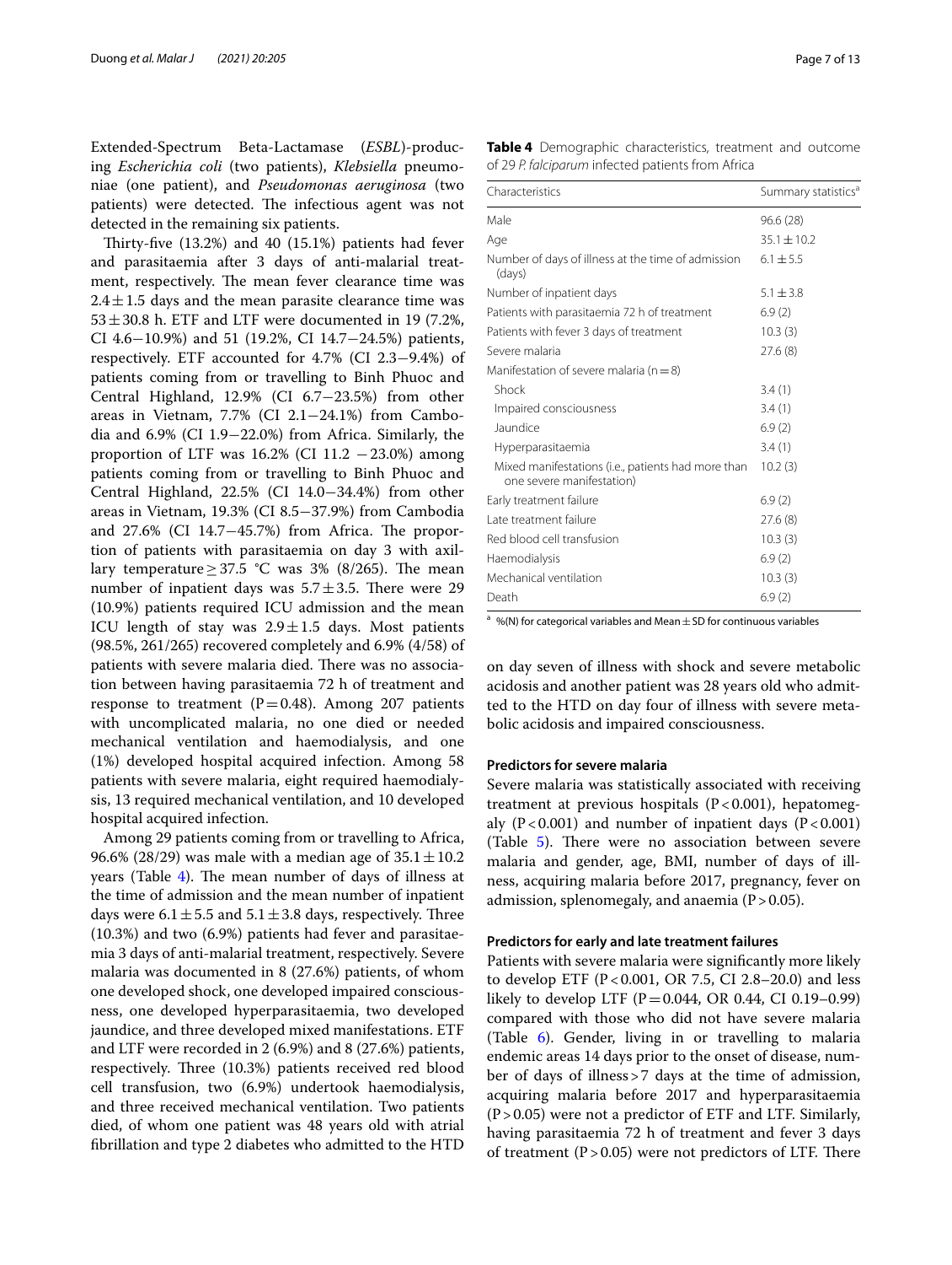Extended-Spectrum Beta-Lactamase (*ESBL*)-producing *Escherichia coli* (two patients), *Klebsiella* pneumoniae (one patient), and *Pseudomonas aeruginosa* (two patients) were detected. The infectious agent was not detected in the remaining six patients.

Thirty-five (13.2%) and 40 (15.1%) patients had fever and parasitaemia after 3 days of anti-malarial treatment, respectively. The mean fever clearance time was $2.4 \pm 1.5$ days and the mean parasite clearance time was $53 \pm 30.8$ h. ETF and LTF were documented in 19 (7.2%, CI 4.6−10.9%) and 51 (19.2%, CI 14.7−24.5%) patients, respectively. ETF accounted for 4.7% (CI 2.3−9.4%) of patients coming from or travelling to Binh Phuoc and Central Highland, 12.9% (CI 6.7−23.5%) from other areas in Vietnam, 7.7% (CI 2.1−24.1%) from Cambodia and 6.9% (CI 1.9−22.0%) from Africa. Similarly, the proportion of LTF was 16.2% (CI 11.2 −23.0%) among patients coming from or travelling to Binh Phuoc and Central Highland, 22.5% (CI 14.0−34.4%) from other areas in Vietnam, 19.3% (CI 8.5−37.9%) from Cambodia and 27.6% (CI 14.7−45.7%) from Africa. The proportion of patients with parasitaemia on day 3 with axillary temperature ≥ 37.5 °C was 3% (8/265). The mean number of inpatient days was $5.7 \pm 3.5$. There were 29 (10.9%) patients required ICU admission and the mean ICU length of stay was $2.9 \pm 1.5$ days. Most patients (98.5%, 261/265) recovered completely and 6.9% (4/58) of patients with severe malaria died. There was no association between having parasitaemia 72 h of treatment and response to treatment ($P = 0.48$). Among 207 patients with uncomplicated malaria, no one died or needed mechanical ventilation and haemodialysis, and one (1%) developed hospital acquired infection. Among 58 patients with severe malaria, eight required haemodialysis, 13 required mechanical ventilation, and 10 developed hospital acquired infection.

Among 29 patients coming from or travelling to Africa, 96.6% (28/29) was male with a median age of $35.1 \pm 10.2$ years (Table 4). The mean number of days of illness at the time of admission and the mean number of inpatient days were $6.1 \pm 5.5$ and $5.1 \pm 3.8$ days, respectively. Three (10.3%) and two (6.9%) patients had fever and parasitaemia 3 days of anti-malarial treatment, respectively. Severe malaria was documented in 8 (27.6%) patients, of whom one developed shock, one developed impaired consciousness, one developed hyperparasitaemia, two developed jaundice, and three developed mixed manifestations. ETF and LTF were recorded in 2 (6.9%) and 8 (27.6%) patients, respectively. Three (10.3%) patients received red blood cell transfusion, two (6.9%) undertook haemodialysis, and three received mechanical ventilation. Two patients died, of whom one patient was 48 years old with atrial fibrillation and type 2 diabetes who admitted to the HTD on day seven of illness with shock and severe metabolic acidosis and another patient was 28 years old who admitted to the HTD on day four of illness with severe metabolic acidosis and impaired consciousness.

**Table 4** Demographic characteristics, treatment and outcome of 29 *P. falciparum* infected patients from Africa

| Characteristics | Summary statistics[a] |
|---|---|
| Male | 96.6 (28) |
| Age | $35.1 \pm 10.2$ |
| Number of days of illness at the time of admission (days) | $6.1 \pm 5.5$ |
| Number of inpatient days | $5.1 \pm 3.8$ |
| Patients with parasitaemia 72 h of treatment | 6.9 (2) |
| Patients with fever 3 days of treatment | 10.3 (3) |
| Severe malaria | 27.6 (8) |
| Manifestation of severe malaria (n = 8) | |
| Shock | 3.4 (1) |
| Impaired consciousness | 3.4 (1) |
| Jaundice | 6.9 (2) |
| Hyperparasitaemia | 3.4 (1) |
| Mixed manifestations (i.e., patients had more than one severe manifestation) | 10.2 (3) |
| Early treatment failure | 6.9 (2) |
| Late treatment failure | 27.6 (8) |
| Red blood cell transfusion | 10.3 (3) |
| Haemodialysis | 6.9 (2) |
| Mechanical ventilation | 10.3 (3) |
| Death | 6.9 (2) |

[a] %(N) for categorical variables and Mean ± SD for continuous variables

### Predictors for severe malaria

Severe malaria was statistically associated with receiving treatment at previous hospitals ($P < 0.001$), hepatomegaly ($P < 0.001$) and number of inpatient days ($P < 0.001$) (Table 5). There were no association between severe malaria and gender, age, BMI, number of days of illness, acquiring malaria before 2017, pregnancy, fever on admission, splenomegaly, and anaemia ($P > 0.05$).

### Predictors for early and late treatment failures

Patients with severe malaria were significantly more likely to develop ETF ($P < 0.001$, OR 7.5, CI 2.8–20.0) and less likely to develop LTF ($P = 0.044$, OR 0.44, CI 0.19–0.99) compared with those who did not have severe malaria (Table 6). Gender, living in or travelling to malaria endemic areas 14 days prior to the onset of disease, number of days of illness > 7 days at the time of admission, acquiring malaria before 2017 and hyperparasitaemia ($P > 0.05$) were not a predictor of ETF and LTF. Similarly, having parasitaemia 72 h of treatment and fever 3 days of treatment ($P > 0.05$) were not predictors of LTF. There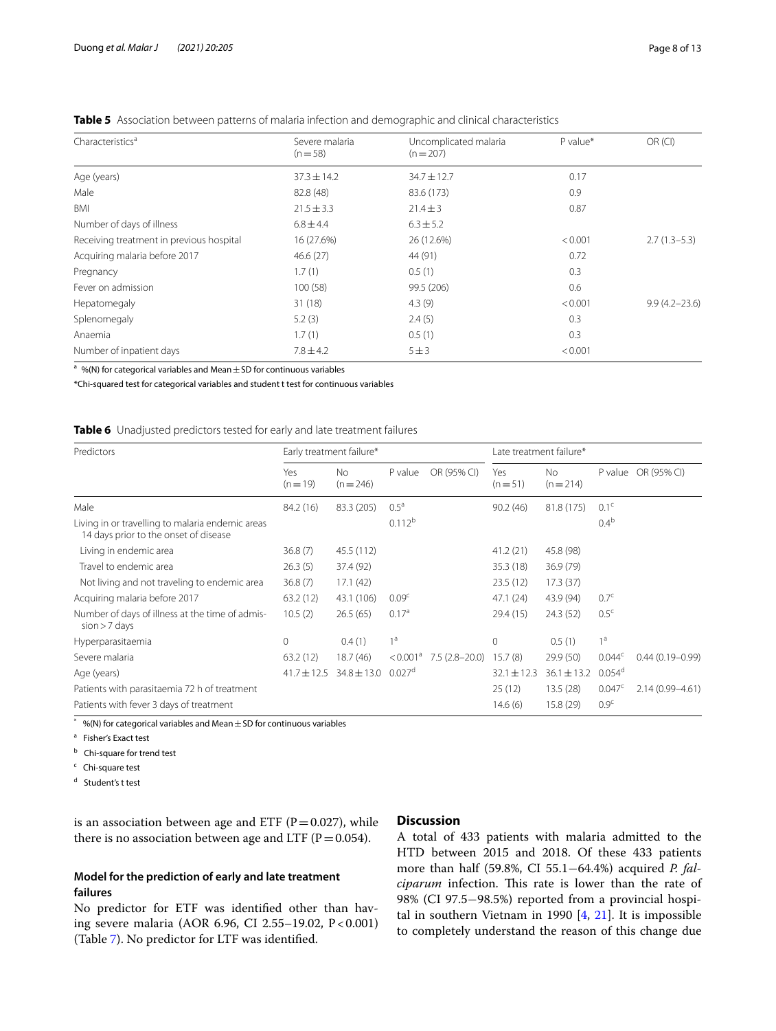**Table 5** Association between patterns of malaria infection and demographic and clinical characteristics

| Characteristics[a] | Severe malaria (n = 58) | Uncomplicated malaria (n = 207) | P value* | OR (CI) |
|---|---|---|---|---|
| Age (years) | 37.3 ± 14.2 | 34.7 ± 12.7 | 0.17 | |
| Male | 82.8 (48) | 83.6 (173) | 0.9 | |
| BMI | 21.5 ± 3.3 | 21.4 ± 3 | 0.87 | |
| Number of days of illness | 6.8 ± 4.4 | 6.3 ± 5.2 | | |
| Receiving treatment in previous hospital | 16 (27.6%) | 26 (12.6%) | < 0.001 | 2.7 (1.3–5.3) |
| Acquiring malaria before 2017 | 46.6 (27) | 44 (91) | 0.72 | |
| Pregnancy | 1.7 (1) | 0.5 (1) | 0.3 | |
| Fever on admission | 100 (58) | 99.5 (206) | 0.6 | |
| Hepatomegaly | 31 (18) | 4.3 (9) | < 0.001 | 9.9 (4.2–23.6) |
| Splenomegaly | 5.2 (3) | 2.4 (5) | 0.3 | |
| Anaemia | 1.7 (1) | 0.5 (1) | 0.3 | |
| Number of inpatient days | 7.8 ± 4.2 | 5 ± 3 | < 0.001 | |

[a] %(N) for categorical variables and Mean ± SD for continuous variables

*Chi-squared test for categorical variables and student t test for continuous variables

**Table 6** Unadjusted predictors tested for early and late treatment failures

| Predictors | Early treatment failure* | | | | Late treatment failure* | | | |
|---|---|---|---|---|---|---|---|---|
| | Yes (n = 19) | No (n = 246) | P value | OR (95% CI) | Yes (n = 51) | No (n = 214) | P value | OR (95% CI) |
| Male | 84.2 (16) | 83.3 (205) | 0.5[a] | | 90.2 (46) | 81.8 (175) | 0.1[c] | |
| Living in or travelling to malaria endemic areas 14 days prior to the onset of disease | | | 0.112[b] | | | | 0.4[b] | |
| Living in endemic area | 36.8 (7) | 45.5 (112) | | | 41.2 (21) | 45.8 (98) | | |
| Travel to endemic area | 26.3 (5) | 37.4 (92) | | | 35.3 (18) | 36.9 (79) | | |
| Not living and not traveling to endemic area | 36.8 (7) | 17.1 (42) | | | 23.5 (12) | 17.3 (37) | | |
| Acquiring malaria before 2017 | 63.2 (12) | 43.1 (106) | 0.09[c] | | 47.1 (24) | 43.9 (94) | 0.7[c] | |
| Number of days of illness at the time of admission > 7 days | 10.5 (2) | 26.5 (65) | 0.17[a] | | 29.4 (15) | 24.3 (52) | 0.5[c] | |
| Hyperparasitaemia | 0 | 0.4 (1) | 1[a] | | 0 | 0.5 (1) | 1[a] | |
| Severe malaria | 63.2 (12) | 18.7 (46) | < 0.001[a] | 7.5 (2.8–20.0) | 15.7 (8) | 29.9 (50) | 0.044[c] | 0.44 (0.19–0.99) |
| Age (years) | 41.7 ± 12.5 | 34.8 ± 13.0 | 0.027[d] | | 32.1 ± 12.3 | 36.1 ± 13.2 | 0.054[d] | |
| Patients with parasitaemia 72 h of treatment | | | | | 25 (12) | 13.5 (28) | 0.047[c] | 2.14 (0.99–4.61) |
| Patients with fever 3 days of treatment | | | | | 14.6 (6) | 15.8 (29) | 0.9[c] | |

* %(N) for categorical variables and Mean ± SD for continuous variables

[a] Fisher's Exact test

[b] Chi-square for trend test

[c] Chi-square test

[d] Student's t test

is an association between age and ETF (P = 0.027), while there is no association between age and LTF (P = 0.054).

### Model for the prediction of early and late treatment failures

No predictor for ETF was identified other than having severe malaria (AOR 6.96, CI 2.55–19.02, P < 0.001) (Table 7). No predictor for LTF was identified.

## Discussion

A total of 433 patients with malaria admitted to the HTD between 2015 and 2018. Of these 433 patients more than half (59.8%, CI 55.1−64.4%) acquired *P. falciparum* infection. This rate is lower than the rate of 98% (CI 97.5−98.5%) reported from a provincial hospital in southern Vietnam in 1990 [4, 21]. It is impossible to completely understand the reason of this change due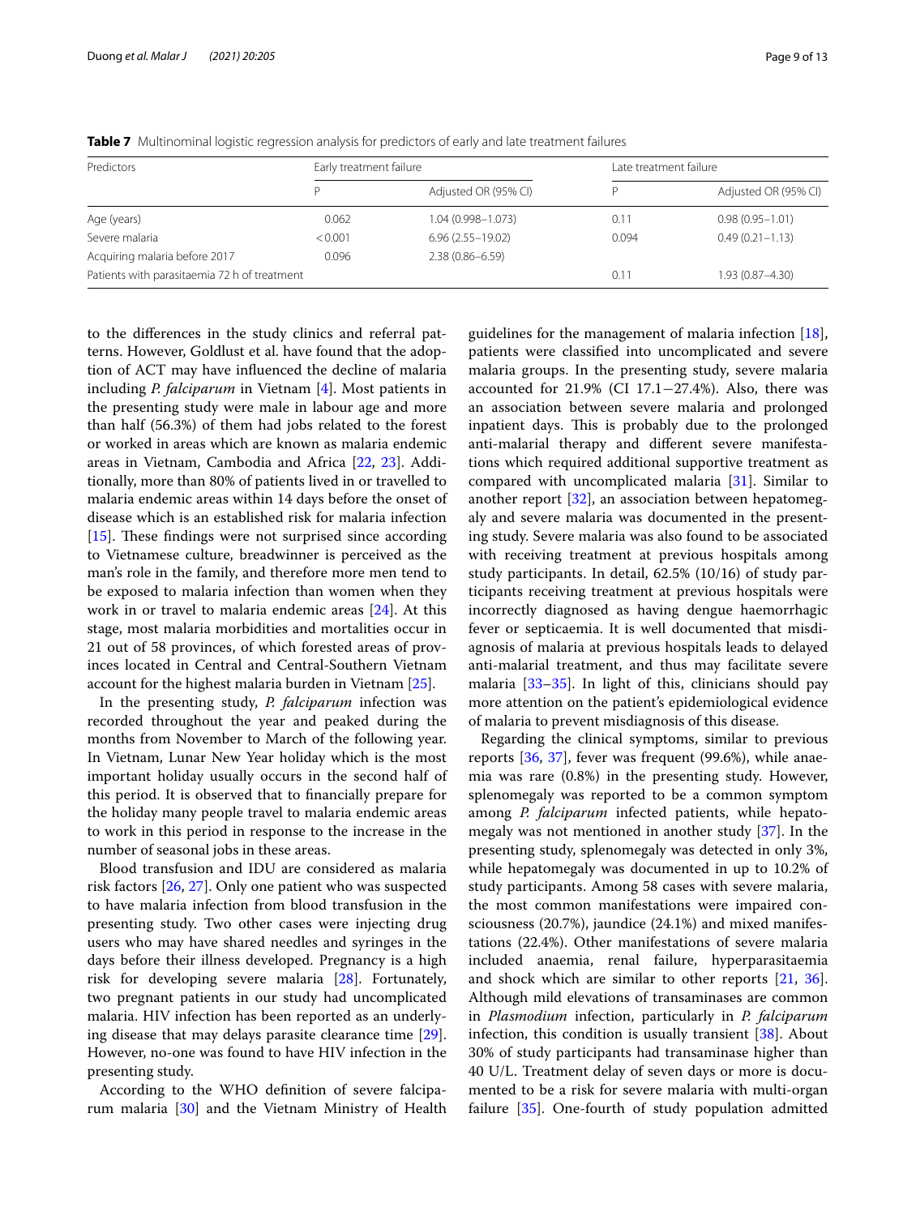**Table 7** Multinominal logistic regression analysis for predictors of early and late treatment failures

| Predictors | Early treatment failure | | Late treatment failure | |
|---|---|---|---|---|
| | P | Adjusted OR (95% CI) | P | Adjusted OR (95% CI) |
| Age (years) | 0.062 | 1.04 (0.998–1.073) | 0.11 | 0.98 (0.95–1.01) |
| Severe malaria | < 0.001 | 6.96 (2.55–19.02) | 0.094 | 0.49 (0.21–1.13) |
| Acquiring malaria before 2017 | 0.096 | 2.38 (0.86–6.59) | | |
| Patients with parasitaemia 72 h of treatment | | | 0.11 | 1.93 (0.87–4.30) |

to the differences in the study clinics and referral patterns. However, Goldlust et al. have found that the adoption of ACT may have influenced the decline of malaria including *P. falciparum* in Vietnam [4]. Most patients in the presenting study were male in labour age and more than half (56.3%) of them had jobs related to the forest or worked in areas which are known as malaria endemic areas in Vietnam, Cambodia and Africa [22, 23]. Additionally, more than 80% of patients lived in or travelled to malaria endemic areas within 14 days before the onset of disease which is an established risk for malaria infection [15]. These findings were not surprised since according to Vietnamese culture, breadwinner is perceived as the man's role in the family, and therefore more men tend to be exposed to malaria infection than women when they work in or travel to malaria endemic areas [24]. At this stage, most malaria morbidities and mortalities occur in 21 out of 58 provinces, of which forested areas of provinces located in Central and Central-Southern Vietnam account for the highest malaria burden in Vietnam [25].

In the presenting study, *P. falciparum* infection was recorded throughout the year and peaked during the months from November to March of the following year. In Vietnam, Lunar New Year holiday which is the most important holiday usually occurs in the second half of this period. It is observed that to financially prepare for the holiday many people travel to malaria endemic areas to work in this period in response to the increase in the number of seasonal jobs in these areas.

Blood transfusion and IDU are considered as malaria risk factors [26, 27]. Only one patient who was suspected to have malaria infection from blood transfusion in the presenting study. Two other cases were injecting drug users who may have shared needles and syringes in the days before their illness developed. Pregnancy is a high risk for developing severe malaria [28]. Fortunately, two pregnant patients in our study had uncomplicated malaria. HIV infection has been reported as an underlying disease that may delays parasite clearance time [29]. However, no-one was found to have HIV infection in the presenting study.

According to the WHO definition of severe falciparum malaria [30] and the Vietnam Ministry of Health guidelines for the management of malaria infection [18], patients were classified into uncomplicated and severe malaria groups. In the presenting study, severe malaria accounted for 21.9% (CI 17.1−27.4%). Also, there was an association between severe malaria and prolonged inpatient days. This is probably due to the prolonged anti-malarial therapy and different severe manifestations which required additional supportive treatment as compared with uncomplicated malaria [31]. Similar to another report [32], an association between hepatomegaly and severe malaria was documented in the presenting study. Severe malaria was also found to be associated with receiving treatment at previous hospitals among study participants. In detail, 62.5% (10/16) of study participants receiving treatment at previous hospitals were incorrectly diagnosed as having dengue haemorrhagic fever or septicaemia. It is well documented that misdiagnosis of malaria at previous hospitals leads to delayed anti-malarial treatment, and thus may facilitate severe malaria [33–35]. In light of this, clinicians should pay more attention on the patient's epidemiological evidence of malaria to prevent misdiagnosis of this disease.

Regarding the clinical symptoms, similar to previous reports [36, 37], fever was frequent (99.6%), while anaemia was rare (0.8%) in the presenting study. However, splenomegaly was reported to be a common symptom among *P. falciparum* infected patients, while hepatomegaly was not mentioned in another study [37]. In the presenting study, splenomegaly was detected in only 3%, while hepatomegaly was documented in up to 10.2% of study participants. Among 58 cases with severe malaria, the most common manifestations were impaired consciousness (20.7%), jaundice (24.1%) and mixed manifestations (22.4%). Other manifestations of severe malaria included anaemia, renal failure, hyperparasitaemia and shock which are similar to other reports [21, 36]. Although mild elevations of transaminases are common in *Plasmodium* infection, particularly in *P. falciparum* infection, this condition is usually transient [38]. About 30% of study participants had transaminase higher than 40 U/L. Treatment delay of seven days or more is documented to be a risk for severe malaria with multi-organ failure [35]. One-fourth of study population admitted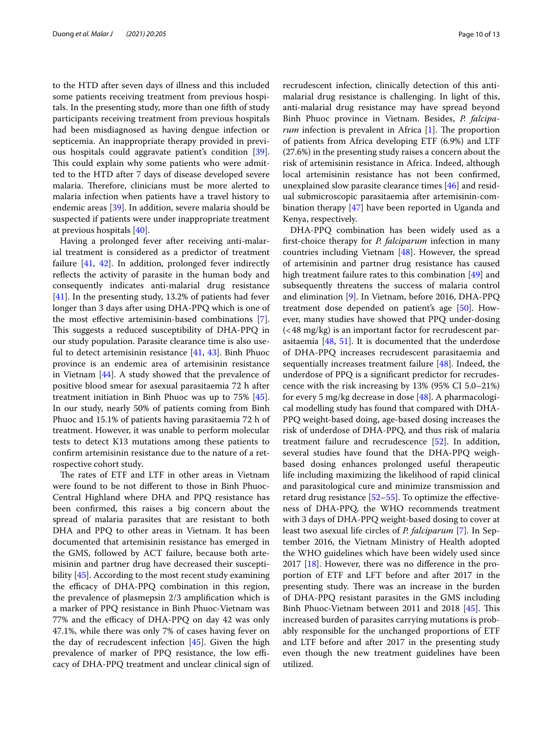to the HTD after seven days of illness and this included some patients receiving treatment from previous hospitals. In the presenting study, more than one fifth of study participants receiving treatment from previous hospitals had been misdiagnosed as having dengue infection or septicemia. An inappropriate therapy provided in previous hospitals could aggravate patient's condition [39]. This could explain why some patients who were admitted to the HTD after 7 days of disease developed severe malaria. Therefore, clinicians must be more alerted to malaria infection when patients have a travel history to endemic areas [39]. In addition, severe malaria should be suspected if patients were under inappropriate treatment at previous hospitals [40].

Having a prolonged fever after receiving anti-malarial treatment is considered as a predictor of treatment failure [41, 42]. In addition, prolonged fever indirectly reflects the activity of parasite in the human body and consequently indicates anti-malarial drug resistance [41]. In the presenting study, 13.2% of patients had fever longer than 3 days after using DHA-PPQ which is one of the most effective artemisinin-based combinations [7]. This suggests a reduced susceptibility of DHA-PPQ in our study population. Parasite clearance time is also useful to detect artemisinin resistance [41, 43]. Binh Phuoc province is an endemic area of artemisinin resistance in Vietnam [44]. A study showed that the prevalence of positive blood smear for asexual parasitaemia 72 h after treatment initiation in Binh Phuoc was up to 75% [45]. In our study, nearly 50% of patients coming from Binh Phuoc and 15.1% of patients having parasitaemia 72 h of treatment. However, it was unable to perform molecular tests to detect K13 mutations among these patients to confirm artemisinin resistance due to the nature of a retrospective cohort study.

The rates of ETF and LTF in other areas in Vietnam were found to be not different to those in Binh Phuoc-Central Highland where DHA and PPQ resistance has been confirmed, this raises a big concern about the spread of malaria parasites that are resistant to both DHA and PPQ to other areas in Vietnam. It has been documented that artemisinin resistance has emerged in the GMS, followed by ACT failure, because both artemisinin and partner drug have decreased their susceptibility [45]. According to the most recent study examining the efficacy of DHA-PPQ combination in this region, the prevalence of plasmepsin 2/3 amplification which is a marker of PPQ resistance in Binh Phuoc-Vietnam was 77% and the efficacy of DHA-PPQ on day 42 was only 47.1%, while there was only 7% of cases having fever on the day of recrudescent infection [45]. Given the high prevalence of marker of PPQ resistance, the low efficacy of DHA-PPQ treatment and unclear clinical sign of recrudescent infection, clinically detection of this anti-malarial drug resistance is challenging. In light of this, anti-malarial drug resistance may have spread beyond Binh Phuoc province in Vietnam. Besides, *P. falciparum* infection is prevalent in Africa [1]. The proportion of patients from Africa developing ETF (6.9%) and LTF (27.6%) in the presenting study raises a concern about the risk of artemisinin resistance in Africa. Indeed, although local artemisinin resistance has not been confirmed, unexplained slow parasite clearance times [46] and residual submicroscopic parasitaemia after artemisinin-combination therapy [47] have been reported in Uganda and Kenya, respectively.

DHA-PPQ combination has been widely used as a first-choice therapy for *P. falciparum* infection in many countries including Vietnam [48]. However, the spread of artemisinin and partner drug resistance has caused high treatment failure rates to this combination [49] and subsequently threatens the success of malaria control and elimination [9]. In Vietnam, before 2016, DHA-PPQ treatment dose depended on patient's age [50]. However, many studies have showed that PPQ under-dosing (<48 mg/kg) is an important factor for recrudescent parasitaemia [48, 51]. It is documented that the underdose of DHA-PPQ increases recrudescent parasitaemia and sequentially increases treatment failure [48]. Indeed, the underdose of PPQ is a significant predictor for recrudescence with the risk increasing by 13% (95% CI 5.0–21%) for every 5 mg/kg decrease in dose [48]. A pharmacological modelling study has found that compared with DHA-PPQ weight-based doing, age-based dosing increases the risk of underdose of DHA-PPQ, and thus risk of malaria treatment failure and recrudescence [52]. In addition, several studies have found that the DHA-PPQ weigh-based dosing enhances prolonged useful therapeutic life including maximizing the likelihood of rapid clinical and parasitological cure and minimize transmission and retard drug resistance [52–55]. To optimize the effectiveness of DHA-PPQ, the WHO recommends treatment with 3 days of DHA-PPQ weight-based dosing to cover at least two asexual life circles of *P. falciparum* [7]. In September 2016, the Vietnam Ministry of Health adopted the WHO guidelines which have been widely used since 2017 [18]. However, there was no difference in the proportion of ETF and LFT before and after 2017 in the presenting study. There was an increase in the burden of DHA-PPQ resistant parasites in the GMS including Binh Phuoc-Vietnam between 2011 and 2018 [45]. This increased burden of parasites carrying mutations is probably responsible for the unchanged proportions of ETF and LTF before and after 2017 in the presenting study even though the new treatment guidelines have been utilized.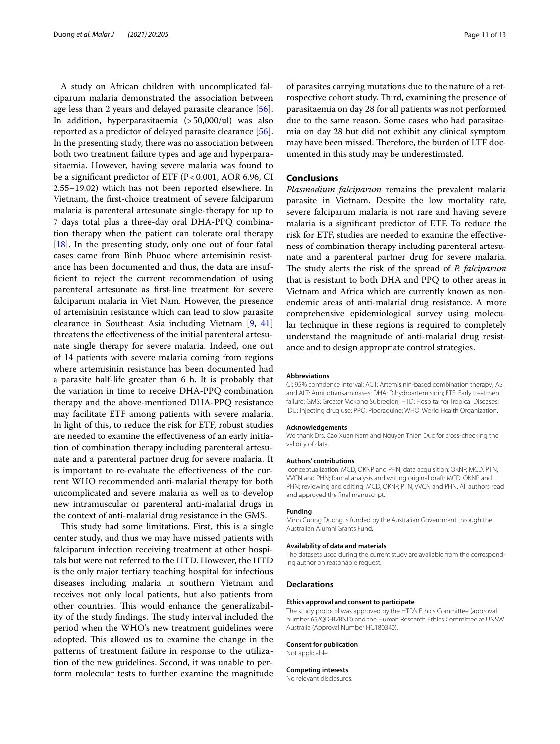A study on African children with uncomplicated falciparum malaria demonstrated the association between age less than 2 years and delayed parasite clearance [56]. In addition, hyperparasitaemia (>50,000/ul) was also reported as a predictor of delayed parasite clearance [56]. In the presenting study, there was no association between both two treatment failure types and age and hyperparasitaemia. However, having severe malaria was found to be a significant predictor of ETF (P<0.001, AOR 6.96, CI 2.55–19.02) which has not been reported elsewhere. In Vietnam, the first-choice treatment of severe falciparum malaria is parenteral artesunate single-therapy for up to 7 days total plus a three-day oral DHA-PPQ combination therapy when the patient can tolerate oral therapy [18]. In the presenting study, only one out of four fatal cases came from Binh Phuoc where artemisinin resistance has been documented and thus, the data are insufficient to reject the current recommendation of using parenteral artesunate as first-line treatment for severe falciparum malaria in Viet Nam. However, the presence of artemisinin resistance which can lead to slow parasite clearance in Southeast Asia including Vietnam [9, 41] threatens the effectiveness of the initial parenteral artesunate single therapy for severe malaria. Indeed, one out of 14 patients with severe malaria coming from regions where artemisinin resistance has been documented had a parasite half-life greater than 6 h. It is probably that the variation in time to receive DHA-PPQ combination therapy and the above-mentioned DHA-PPQ resistance may facilitate ETF among patients with severe malaria. In light of this, to reduce the risk for ETF, robust studies are needed to examine the effectiveness of an early initiation of combination therapy including parenteral artesunate and a parenteral partner drug for severe malaria. It is important to re-evaluate the effectiveness of the current WHO recommended anti-malarial therapy for both uncomplicated and severe malaria as well as to develop new intramuscular or parenteral anti-malarial drugs in the context of anti-malarial drug resistance in the GMS.

This study had some limitations. First, this is a single center study, and thus we may have missed patients with falciparum infection receiving treatment at other hospitals but were not referred to the HTD. However, the HTD is the only major tertiary teaching hospital for infectious diseases including malaria in southern Vietnam and receives not only local patients, but also patients from other countries. This would enhance the generalizability of the study findings. The study interval included the period when the WHO's new treatment guidelines were adopted. This allowed us to examine the change in the patterns of treatment failure in response to the utilization of the new guidelines. Second, it was unable to perform molecular tests to further examine the magnitude of parasites carrying mutations due to the nature of a retrospective cohort study. Third, examining the presence of parasitaemia on day 28 for all patients was not performed due to the same reason. Some cases who had parasitaemia on day 28 but did not exhibit any clinical symptom may have been missed. Therefore, the burden of LTF documented in this study may be underestimated.

## Conclusions

*Plasmodium falciparum* remains the prevalent malaria parasite in Vietnam. Despite the low mortality rate, severe falciparum malaria is not rare and having severe malaria is a significant predictor of ETF. To reduce the risk for ETF, studies are needed to examine the effectiveness of combination therapy including parenteral artesunate and a parenteral partner drug for severe malaria. The study alerts the risk of the spread of *P. falciparum* that is resistant to both DHA and PPQ to other areas in Vietnam and Africa which are currently known as non-endemic areas of anti-malarial drug resistance. A more comprehensive epidemiological survey using molecular technique in these regions is required to completely understand the magnitude of anti-malarial drug resistance and to design appropriate control strategies.

#### Abbreviations

CI: 95% confidence interval; ACT: Artemisinin-based combination therapy; AST and ALT: Aminotransaminases; DHA: Dihydroartemisinin; ETF: Early treatment failure; GMS: Greater Mekong Subregion; HTD: Hospital for Tropical Diseases; IDU: Injecting drug use; PPQ: Piperaquine; WHO: World Health Organization.

#### Acknowledgements

We thank Drs. Cao Xuan Nam and Nguyen Thien Duc for cross-checking the validity of data.

#### Authors' contributions

conceptualization: MCD, OKNP and PHN; data acquisition: OKNP, MCD, PTN, VVCN and PHN; formal analysis and writing original draft: MCD, OKNP and PHN; reviewing and editing: MCD, OKNP, PTN, VVCN and PHN. All authors read and approved the final manuscript.

#### Funding

Minh Cuong Duong is funded by the Australian Government through the Australian Alumni Grants Fund.

#### Availability of data and materials

The datasets used during the current study are available from the corresponding author on reasonable request.

### Declarations

#### Ethics approval and consent to participate

The study protocol was approved by the HTD's Ethics Committee (approval number 65/QD-BVBND) and the Human Research Ethics Committee at UNSW Australia (Approval Number HC180340).

#### Consent for publication

Not applicable.

#### Competing interests

No relevant disclosures.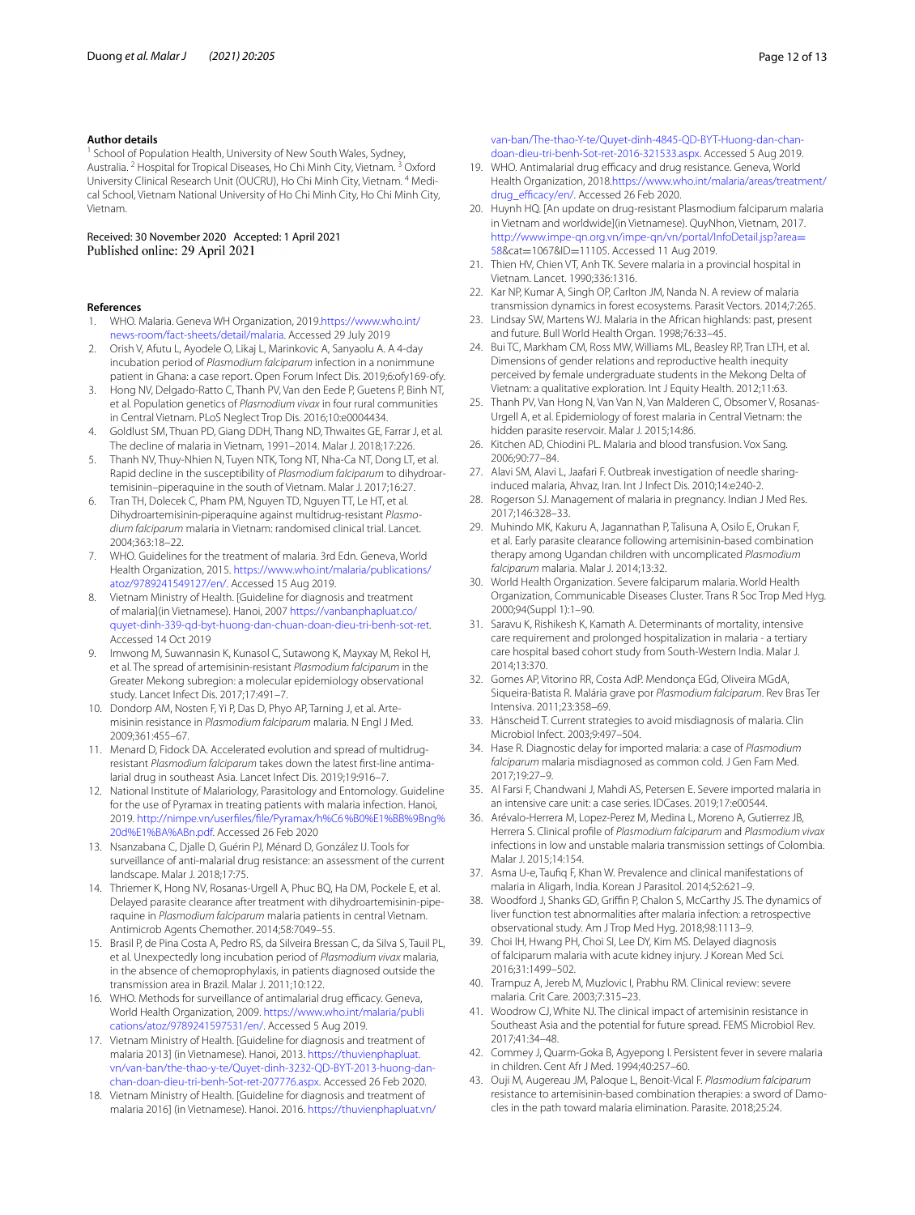### Author details

[1] School of Population Health, University of New South Wales, Sydney, Australia. [2] Hospital for Tropical Diseases, Ho Chi Minh City, Vietnam. [3] Oxford University Clinical Research Unit (OUCRU), Ho Chi Minh City, Vietnam. [4] Medical School, Vietnam National University of Ho Chi Minh City, Ho Chi Minh City, Vietnam.

Received: 30 November 2020 Accepted: 1 April 2021
Published online: 29 April 2021

### References

1. WHO. Malaria. Geneva WH Organization, 2019.https://www.who.int/news-room/fact-sheets/detail/malaria. Accessed 29 July 2019
2. Orish V, Afutu L, Ayodele O, Likaj L, Marinkovic A, Sanyaolu A. A 4-day incubation period of *Plasmodium falciparum* infection in a nonimmune patient in Ghana: a case report. Open Forum Infect Dis. 2019;6:ofy169-ofy.
3. Hong NV, Delgado-Ratto C, Thanh PV, Van den Eede P, Guetens P, Binh NT, et al. Population genetics of *Plasmodium vivax* in four rural communities in Central Vietnam. PLoS Neglect Trop Dis. 2016;10:e0004434.
4. Goldlust SM, Thuan PD, Giang DDH, Thang ND, Thwaites GE, Farrar J, et al. The decline of malaria in Vietnam, 1991–2014. Malar J. 2018;17:226.
5. Thanh NV, Thuy-Nhien N, Tuyen NTK, Tong NT, Nha-Ca NT, Dong LT, et al. Rapid decline in the susceptibility of *Plasmodium falciparum* to dihydroartemisinin–piperaquine in the south of Vietnam. Malar J. 2017;16:27.
6. Tran TH, Dolecek C, Pham PM, Nguyen TD, Nguyen TT, Le HT, et al. Dihydroartemisinin-piperaquine against multidrug-resistant *Plasmodium falciparum* malaria in Vietnam: randomised clinical trial. Lancet. 2004;363:18–22.
7. WHO. Guidelines for the treatment of malaria. 3rd Edn. Geneva, World Health Organization, 2015. https://www.who.int/malaria/publications/atoz/9789241549127/en/. Accessed 15 Aug 2019.
8. Vietnam Ministry of Health. [Guideline for diagnosis and treatment of malaria](in Vietnamese). Hanoi, 2007 https://vanbanphapluat.co/quyet-dinh-339-qd-byt-huong-dan-chuan-doan-dieu-tri-benh-sot-ret. Accessed 14 Oct 2019
9. Imwong M, Suwannasin K, Kunasol C, Sutawong K, Mayxay M, Rekol H, et al. The spread of artemisinin-resistant *Plasmodium falciparum* in the Greater Mekong subregion: a molecular epidemiology observational study. Lancet Infect Dis. 2017;17:491–7.
10. Dondorp AM, Nosten F, Yi P, Das D, Phyo AP, Tarning J, et al. Artemisinin resistance in *Plasmodium falciparum* malaria. N Engl J Med. 2009;361:455–67.
11. Menard D, Fidock DA. Accelerated evolution and spread of multidrug-resistant *Plasmodium falciparum* takes down the latest first-line antimalarial drug in southeast Asia. Lancet Infect Dis. 2019;19:916–7.
12. National Institute of Malariology, Parasitology and Entomology. Guideline for the use of Pyramax in treating patients with malaria infection. Hanoi, 2019. http://nimpe.vn/userfiles/file/Pyramax/h%C6%B0%E1%BB%9Bng%20d%E1%BA%ABn.pdf. Accessed 26 Feb 2020
13. Nsanzabana C, Djalle D, Guérin PJ, Ménard D, González IJ. Tools for surveillance of anti-malarial drug resistance: an assessment of the current landscape. Malar J. 2018;17:75.
14. Thriemer K, Hong NV, Rosanas-Urgell A, Phuc BQ, Ha DM, Pockele E, et al. Delayed parasite clearance after treatment with dihydroartemisinin-piperaquine in *Plasmodium falciparum* malaria patients in central Vietnam. Antimicrob Agents Chemother. 2014;58:7049–55.
15. Brasil P, de Pina Costa A, Pedro RS, da Silveira Bressan C, da Silva S, Tauil PL, et al. Unexpectedly long incubation period of *Plasmodium vivax* malaria, in the absence of chemoprophylaxis, in patients diagnosed outside the transmission area in Brazil. Malar J. 2011;10:122.
16. WHO. Methods for surveillance of antimalarial drug efficacy. Geneva, World Health Organization, 2009. https://www.who.int/malaria/publications/atoz/9789241597531/en/. Accessed 5 Aug 2019.
17. Vietnam Ministry of Health. [Guideline for diagnosis and treatment of malaria 2013] (in Vietnamese). Hanoi, 2013. https://thuvienphapluat.vn/van-ban/the-thao-y-te/Quyet-dinh-3232-QD-BYT-2013-huong-dan-chan-doan-dieu-tri-benh-Sot-ret-207776.aspx. Accessed 26 Feb 2020.
18. Vietnam Ministry of Health. [Guideline for diagnosis and treatment of malaria 2016] (in Vietnamese). Hanoi. 2016. https://thuvienphapluat.vn/van-ban/The-thao-Y-te/Quyet-dinh-4845-QD-BYT-Huong-dan-chan-doan-dieu-tri-benh-Sot-ret-2016-321533.aspx. Accessed 5 Aug 2019.
19. WHO. Antimalarial drug efficacy and drug resistance. Geneva, World Health Organization, 2018.https://www.who.int/malaria/areas/treatment/drug_efficacy/en/. Accessed 26 Feb 2020.
20. Huynh HQ. [An update on drug-resistant Plasmodium falciparum malaria in Vietnam and worldwide](in Vietnamese). QuyNhon, Vietnam, 2017. http://www.impe-qn.org.vn/impe-qn/vn/portal/InfoDetail.jsp?area=58&cat=1067&ID=11105. Accessed 11 Aug 2019.
21. Thien HV, Chien VT, Anh TK. Severe malaria in a provincial hospital in Vietnam. Lancet. 1990;336:1316.
22. Kar NP, Kumar A, Singh OP, Carlton JM, Nanda N. A review of malaria transmission dynamics in forest ecosystems. Parasit Vectors. 2014;7:265.
23. Lindsay SW, Martens WJ. Malaria in the African highlands: past, present and future. Bull World Health Organ. 1998;76:33–45.
24. Bui TC, Markham CM, Ross MW, Williams ML, Beasley RP, Tran LTH, et al. Dimensions of gender relations and reproductive health inequity perceived by female undergraduate students in the Mekong Delta of Vietnam: a qualitative exploration. Int J Equity Health. 2012;11:63.
25. Thanh PV, Van Hong N, Van Van N, Van Malderen C, Obsomer V, Rosanas-Urgell A, et al. Epidemiology of forest malaria in Central Vietnam: the hidden parasite reservoir. Malar J. 2015;14:86.
26. Kitchen AD, Chiodini PL. Malaria and blood transfusion. Vox Sang. 2006;90:77–84.
27. Alavi SM, Alavi L, Jaafari F. Outbreak investigation of needle sharing-induced malaria, Ahvaz, Iran. Int J Infect Dis. 2010;14:e240-2.
28. Rogerson SJ. Management of malaria in pregnancy. Indian J Med Res. 2017;146:328–33.
29. Muhindo MK, Kakuru A, Jagannathan P, Talisuna A, Osilo E, Orukan F, et al. Early parasite clearance following artemisinin-based combination therapy among Ugandan children with uncomplicated *Plasmodium falciparum* malaria. Malar J. 2014;13:32.
30. World Health Organization. Severe falciparum malaria. World Health Organization, Communicable Diseases Cluster. Trans R Soc Trop Med Hyg. 2000;94(Suppl 1):1–90.
31. Saravu K, Rishikesh K, Kamath A. Determinants of mortality, intensive care requirement and prolonged hospitalization in malaria - a tertiary care hospital based cohort study from South-Western India. Malar J. 2014;13:370.
32. Gomes AP, Vitorino RR, Costa AdP. Mendonça EGd, Oliveira MGdA, Siqueira-Batista R. Malária grave por *Plasmodium falciparum*. Rev Bras Ter Intensiva. 2011;23:358–69.
33. Hänscheid T. Current strategies to avoid misdiagnosis of malaria. Clin Microbiol Infect. 2003;9:497–504.
34. Hase R. Diagnostic delay for imported malaria: a case of *Plasmodium falciparum* malaria misdiagnosed as common cold. J Gen Fam Med. 2017;19:27–9.
35. Al Farsi F, Chandwani J, Mahdi AS, Petersen E. Severe imported malaria in an intensive care unit: a case series. IDCases. 2019;17:e00544.
36. Arévalo-Herrera M, Lopez-Perez M, Medina L, Moreno A, Gutierrez JB, Herrera S. Clinical profile of *Plasmodium falciparum* and *Plasmodium vivax* infections in low and unstable malaria transmission settings of Colombia. Malar J. 2015;14:154.
37. Asma U-e, Taufiq F, Khan W. Prevalence and clinical manifestations of malaria in Aligarh, India. Korean J Parasitol. 2014;52:621–9.
38. Woodford J, Shanks GD, Griffin P, Chalon S, McCarthy JS. The dynamics of liver function test abnormalities after malaria infection: a retrospective observational study. Am J Trop Med Hyg. 2018;98:1113–9.
39. Choi IH, Hwang PH, Choi SI, Lee DY, Kim MS. Delayed diagnosis of falciparum malaria with acute kidney injury. J Korean Med Sci. 2016;31:1499–502.
40. Trampuz A, Jereb M, Muzlovic I, Prabhu RM. Clinical review: severe malaria. Crit Care. 2003;7:315–23.
41. Woodrow CJ, White NJ. The clinical impact of artemisinin resistance in Southeast Asia and the potential for future spread. FEMS Microbiol Rev. 2017;41:34–48.
42. Commey J, Quarm-Goka B, Agyepong I. Persistent fever in severe malaria in children. Cent Afr J Med. 1994;40:257–60.
43. Ouji M, Augereau JM, Paloque L, Benoit-Vical F. *Plasmodium falciparum* resistance to artemisinin-based combination therapies: a sword of Damocles in the path toward malaria elimination. Parasite. 2018;25:24.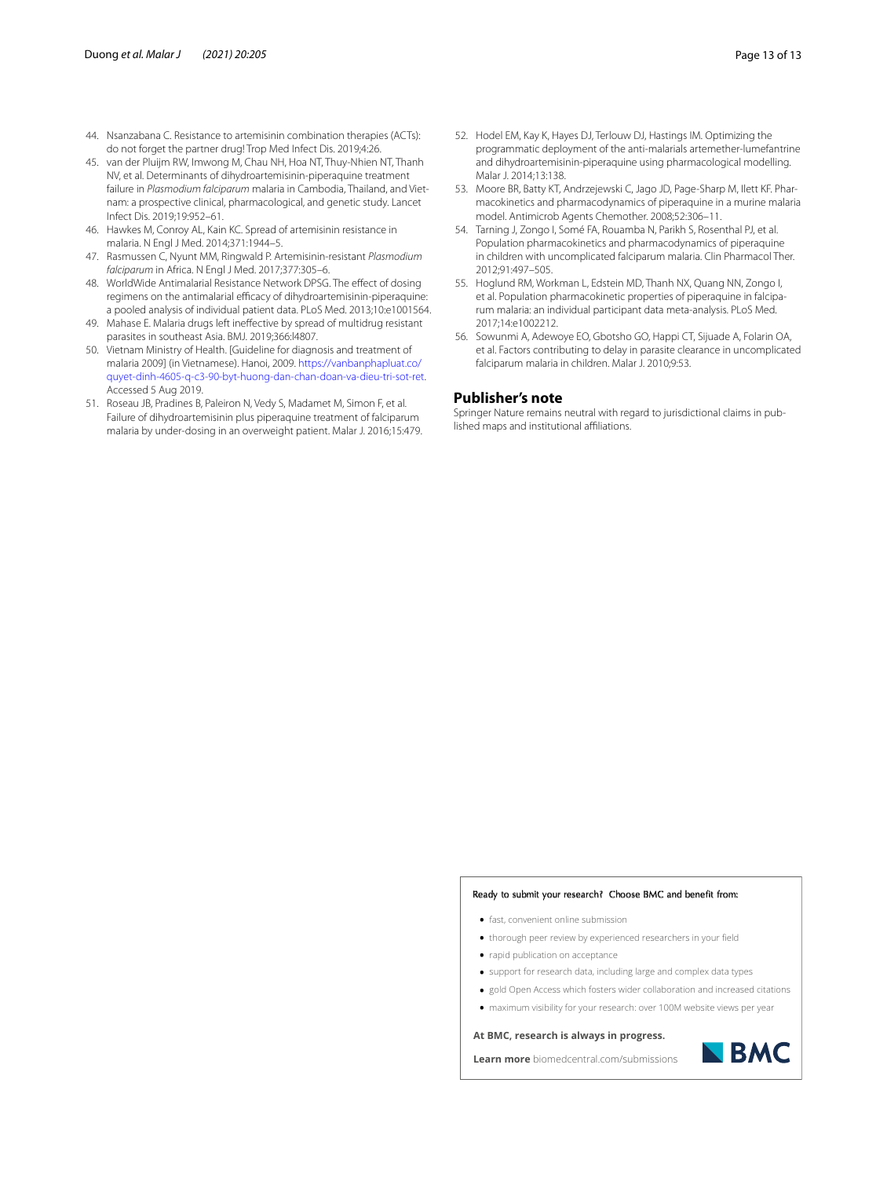44. Nsanzabana C. Resistance to artemisinin combination therapies (ACTs): do not forget the partner drug! Trop Med Infect Dis. 2019;4:26.
45. van der Pluijm RW, Imwong M, Chau NH, Hoa NT, Thuy-Nhien NT, Thanh NV, et al. Determinants of dihydroartemisinin-piperaquine treatment failure in *Plasmodium falciparum* malaria in Cambodia, Thailand, and Vietnam: a prospective clinical, pharmacological, and genetic study. Lancet Infect Dis. 2019;19:952–61.
46. Hawkes M, Conroy AL, Kain KC. Spread of artemisinin resistance in malaria. N Engl J Med. 2014;371:1944–5.
47. Rasmussen C, Nyunt MM, Ringwald P. Artemisinin-resistant *Plasmodium falciparum* in Africa. N Engl J Med. 2017;377:305–6.
48. WorldWide Antimalarial Resistance Network DPSG. The effect of dosing regimens on the antimalarial efficacy of dihydroartemisinin-piperaquine: a pooled analysis of individual patient data. PLoS Med. 2013;10:e1001564.
49. Mahase E. Malaria drugs left ineffective by spread of multidrug resistant parasites in southeast Asia. BMJ. 2019;366:l4807.
50. Vietnam Ministry of Health. [Guideline for diagnosis and treatment of malaria 2009] (in Vietnamese). Hanoi, 2009. https://vanbanphapluat.co/quyet-dinh-4605-q-c3-90-byt-huong-dan-chan-doan-va-dieu-tri-sot-ret. Accessed 5 Aug 2019.
51. Roseau JB, Pradines B, Paleiron N, Vedy S, Madamet M, Simon F, et al. Failure of dihydroartemisinin plus piperaquine treatment of falciparum malaria by under-dosing in an overweight patient. Malar J. 2016;15:479.
52. Hodel EM, Kay K, Hayes DJ, Terlouw DJ, Hastings IM. Optimizing the programmatic deployment of the anti-malarials artemether-lumefantrine and dihydroartemisinin-piperaquine using pharmacological modelling. Malar J. 2014;13:138.
53. Moore BR, Batty KT, Andrzejewski C, Jago JD, Page-Sharp M, Ilett KF. Pharmacokinetics and pharmacodynamics of piperaquine in a murine malaria model. Antimicrob Agents Chemother. 2008;52:306–11.
54. Tarning J, Zongo I, Somé FA, Rouamba N, Parikh S, Rosenthal PJ, et al. Population pharmacokinetics and pharmacodynamics of piperaquine in children with uncomplicated falciparum malaria. Clin Pharmacol Ther. 2012;91:497–505.
55. Hoglund RM, Workman L, Edstein MD, Thanh NX, Quang NN, Zongo I, et al. Population pharmacokinetic properties of piperaquine in falciparum malaria: an individual participant data meta-analysis. PLoS Med. 2017;14:e1002212.
56. Sowunmi A, Adewoye EO, Gbotsho GO, Happi CT, Sijuade A, Folarin OA, et al. Factors contributing to delay in parasite clearance in uncomplicated falciparum malaria in children. Malar J. 2010;9:53.

## Publisher's note

Springer Nature remains neutral with regard to jurisdictional claims in published maps and institutional affiliations.

Ready to submit your research? Choose BMC and benefit from:

- fast, convenient online submission
- thorough peer review by experienced researchers in your field
- rapid publication on acceptance
- support for research data, including large and complex data types
- gold Open Access which fosters wider collaboration and increased citations
- maximum visibility for your research: over 100M website views per year

**At BMC, research is always in progress.**

**Learn more** biomedcentral.com/submissions

BMC